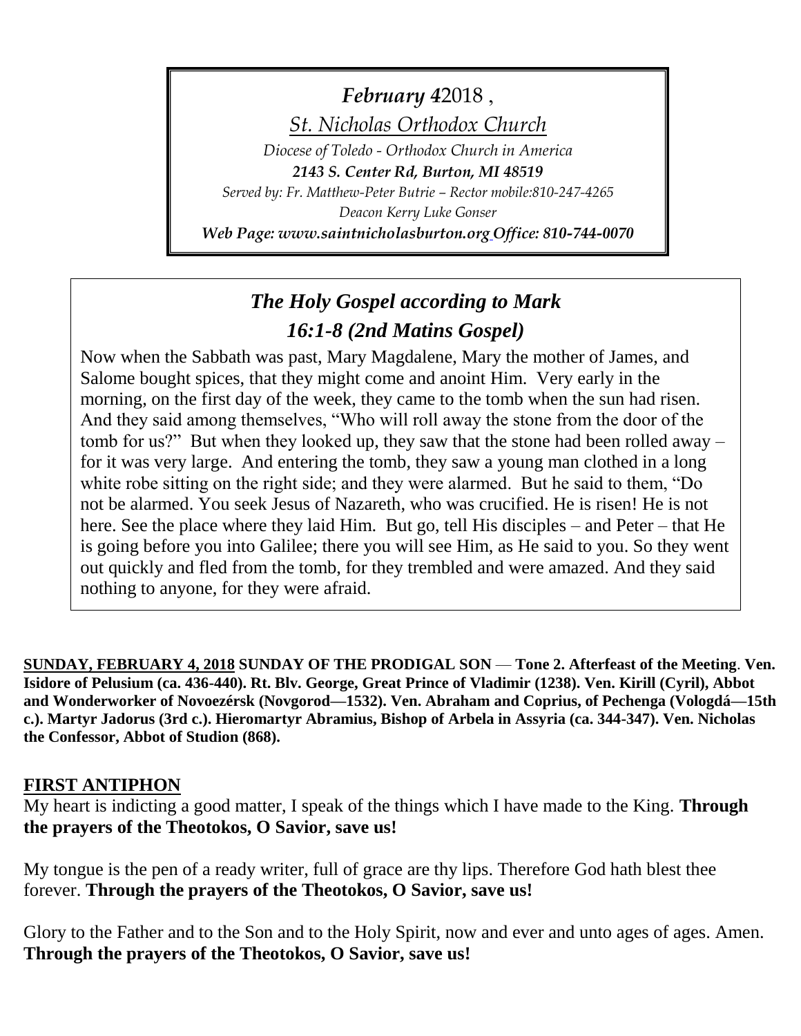*February 4*2018 ,

*St. Nicholas Orthodox Church*

*Diocese of Toledo - Orthodox Church in America*

***2143 S. Center Rd, Burton, MI 48519***

*Served by: Fr. Matthew-Peter Butrie – Rector mobile:810-247-4265*

*Deacon Kerry Luke Gonser*

***Web Page: www.saintnicholasburton.org Office: 810-744-0070***

## *The Holy Gospel according to Mark 16:1-8 (2nd Matins Gospel)*

Now when the Sabbath was past, Mary Magdalene, Mary the mother of James, and Salome bought spices, that they might come and anoint Him. Very early in the morning, on the first day of the week, they came to the tomb when the sun had risen. And they said among themselves, "Who will roll away the stone from the door of the tomb for us?" But when they looked up, they saw that the stone had been rolled away – for it was very large. And entering the tomb, they saw a young man clothed in a long white robe sitting on the right side; and they were alarmed. But he said to them, "Do not be alarmed. You seek Jesus of Nazareth, who was crucified. He is risen! He is not here. See the place where they laid Him. But go, tell His disciples – and Peter – that He is going before you into Galilee; there you will see Him, as He said to you. So they went out quickly and fled from the tomb, for they trembled and were amazed. And they said nothing to anyone, for they were afraid.

**SUNDAY, FEBRUARY 4, 2018 SUNDAY OF THE PRODIGAL SON — Tone 2. Afterfeast of the Meeting. Ven. Isidore of Pelusium (ca. 436-440). Rt. Blv. George, Great Prince of Vladimir (1238). Ven. Kirill (Cyril), Abbot and Wonderworker of Novoezérsk (Novgorod—1532). Ven. Abraham and Coprius, of Pechenga (Vologdá—15th c.). Martyr Jadorus (3rd c.). Hieromartyr Abramius, Bishop of Arbela in Assyria (ca. 344-347). Ven. Nicholas the Confessor, Abbot of Studion (868).**

## FIRST ANTIPHON

My heart is indicting a good matter, I speak of the things which I have made to the King. **Through the prayers of the Theotokos, O Savior, save us!**

My tongue is the pen of a ready writer, full of grace are thy lips. Therefore God hath blest thee forever. **Through the prayers of the Theotokos, O Savior, save us!**

Glory to the Father and to the Son and to the Holy Spirit, now and ever and unto ages of ages. Amen. **Through the prayers of the Theotokos, O Savior, save us!**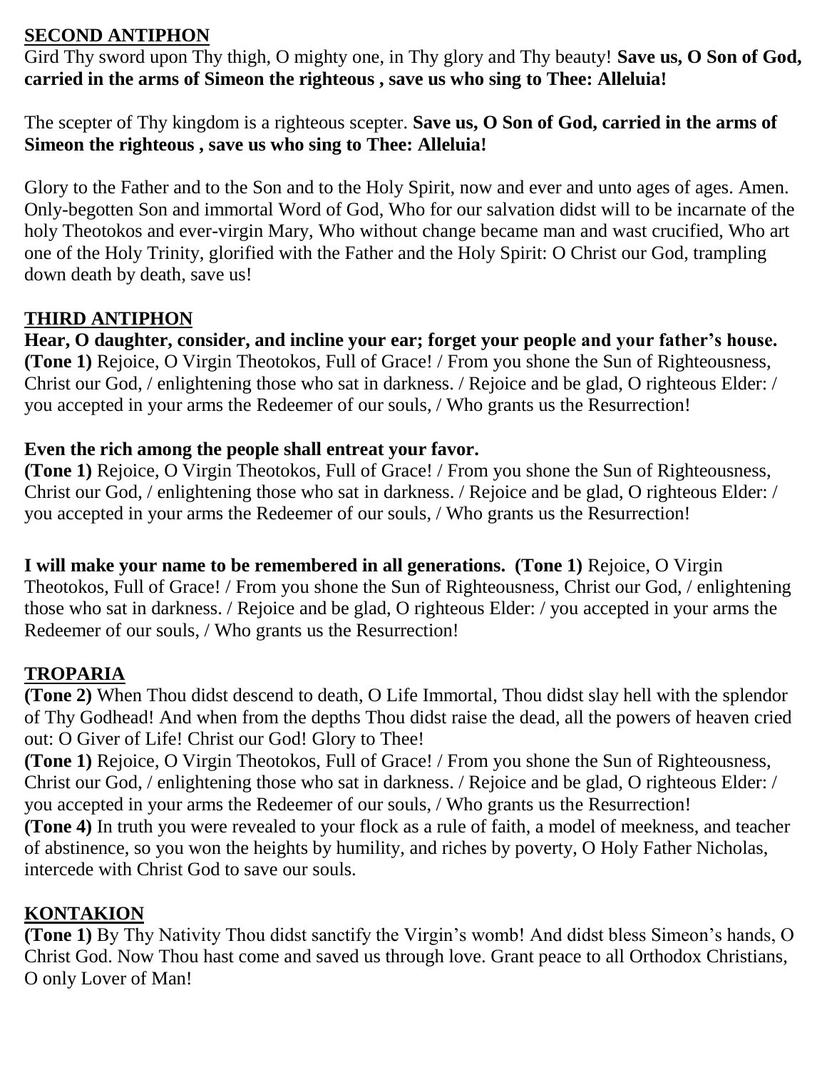## SECOND ANTIPHON

Gird Thy sword upon Thy thigh, O mighty one, in Thy glory and Thy beauty! **Save us, O Son of God, carried in the arms of Simeon the righteous , save us who sing to Thee: Alleluia!**

The scepter of Thy kingdom is a righteous scepter. **Save us, O Son of God, carried in the arms of Simeon the righteous , save us who sing to Thee: Alleluia!**

Glory to the Father and to the Son and to the Holy Spirit, now and ever and unto ages of ages. Amen. Only-begotten Son and immortal Word of God, Who for our salvation didst will to be incarnate of the holy Theotokos and ever-virgin Mary, Who without change became man and wast crucified, Who art one of the Holy Trinity, glorified with the Father and the Holy Spirit: O Christ our God, trampling down death by death, save us!

## THIRD ANTIPHON

**Hear, O daughter, consider, and incline your ear; forget your people and your father's house.** **(Tone 1)** Rejoice, O Virgin Theotokos, Full of Grace! / From you shone the Sun of Righteousness, Christ our God, / enlightening those who sat in darkness. / Rejoice and be glad, O righteous Elder: / you accepted in your arms the Redeemer of our souls, / Who grants us the Resurrection!

**Even the rich among the people shall entreat your favor.**
**(Tone 1)** Rejoice, O Virgin Theotokos, Full of Grace! / From you shone the Sun of Righteousness, Christ our God, / enlightening those who sat in darkness. / Rejoice and be glad, O righteous Elder: / you accepted in your arms the Redeemer of our souls, / Who grants us the Resurrection!

**I will make your name to be remembered in all generations. (Tone 1)** Rejoice, O Virgin Theotokos, Full of Grace! / From you shone the Sun of Righteousness, Christ our God, / enlightening those who sat in darkness. / Rejoice and be glad, O righteous Elder: / you accepted in your arms the Redeemer of our souls, / Who grants us the Resurrection!

## TROPARIA

**(Tone 2)** When Thou didst descend to death, O Life Immortal, Thou didst slay hell with the splendor of Thy Godhead! And when from the depths Thou didst raise the dead, all the powers of heaven cried out: O Giver of Life! Christ our God! Glory to Thee!
**(Tone 1)** Rejoice, O Virgin Theotokos, Full of Grace! / From you shone the Sun of Righteousness, Christ our God, / enlightening those who sat in darkness. / Rejoice and be glad, O righteous Elder: / you accepted in your arms the Redeemer of our souls, / Who grants us the Resurrection!
**(Tone 4)** In truth you were revealed to your flock as a rule of faith, a model of meekness, and teacher of abstinence, so you won the heights by humility, and riches by poverty, O Holy Father Nicholas, intercede with Christ God to save our souls.

## KONTAKION

**(Tone 1)** By Thy Nativity Thou didst sanctify the Virgin's womb! And didst bless Simeon's hands, O Christ God. Now Thou hast come and saved us through love. Grant peace to all Orthodox Christians, O only Lover of Man!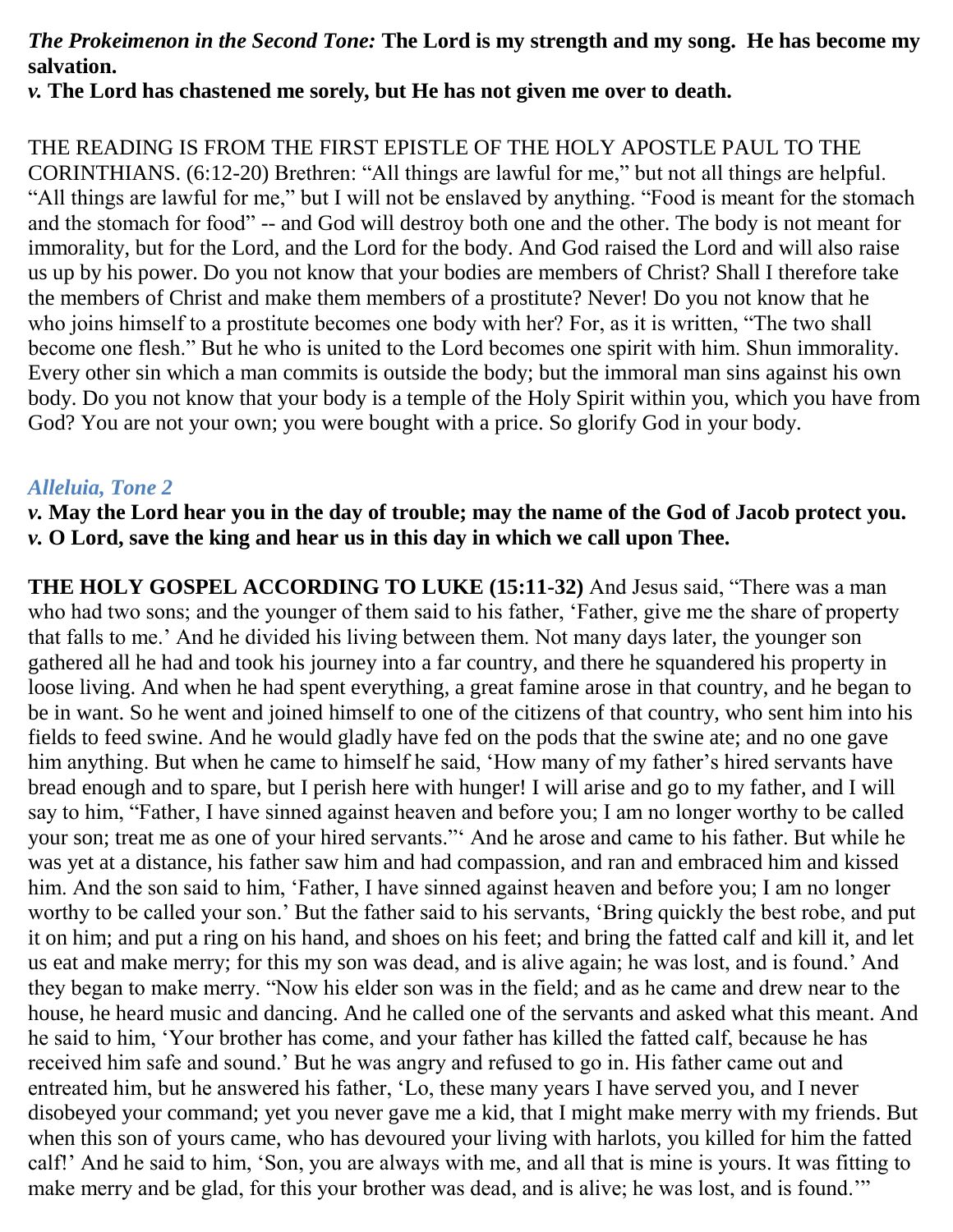***The Prokeimenon in the Second Tone:*** **The Lord is my strength and my song. He has become my salvation.**

***v.*** **The Lord has chastened me sorely, but He has not given me over to death.**

THE READING IS FROM THE FIRST EPISTLE OF THE HOLY APOSTLE PAUL TO THE CORINTHIANS. (6:12-20) Brethren: “All things are lawful for me,” but not all things are helpful. “All things are lawful for me,” but I will not be enslaved by anything. “Food is meant for the stomach and the stomach for food” -- and God will destroy both one and the other. The body is not meant for immorality, but for the Lord, and the Lord for the body. And God raised the Lord and will also raise us up by his power. Do you not know that your bodies are members of Christ? Shall I therefore take the members of Christ and make them members of a prostitute? Never! Do you not know that he who joins himself to a prostitute becomes one body with her? For, as it is written, “The two shall become one flesh.” But he who is united to the Lord becomes one spirit with him. Shun immorality. Every other sin which a man commits is outside the body; but the immoral man sins against his own body. Do you not know that your body is a temple of the Holy Spirit within you, which you have from God? You are not your own; you were bought with a price. So glorify God in your body.

### *Alleluia, Tone 2*

***v.*** **May the Lord hear you in the day of trouble; may the name of the God of Jacob protect you.**
***v.*** **O Lord, save the king and hear us in this day in which we call upon Thee.**

**THE HOLY GOSPEL ACCORDING TO LUKE (15:11-32)** And Jesus said, “There was a man who had two sons; and the younger of them said to his father, ‘Father, give me the share of property that falls to me.’ And he divided his living between them. Not many days later, the younger son gathered all he had and took his journey into a far country, and there he squandered his property in loose living. And when he had spent everything, a great famine arose in that country, and he began to be in want. So he went and joined himself to one of the citizens of that country, who sent him into his fields to feed swine. And he would gladly have fed on the pods that the swine ate; and no one gave him anything. But when he came to himself he said, ‘How many of my father’s hired servants have bread enough and to spare, but I perish here with hunger! I will arise and go to my father, and I will say to him, “Father, I have sinned against heaven and before you; I am no longer worthy to be called your son; treat me as one of your hired servants.”‘ And he arose and came to his father. But while he was yet at a distance, his father saw him and had compassion, and ran and embraced him and kissed him. And the son said to him, ‘Father, I have sinned against heaven and before you; I am no longer worthy to be called your son.’ But the father said to his servants, ‘Bring quickly the best robe, and put it on him; and put a ring on his hand, and shoes on his feet; and bring the fatted calf and kill it, and let us eat and make merry; for this my son was dead, and is alive again; he was lost, and is found.’ And they began to make merry. “Now his elder son was in the field; and as he came and drew near to the house, he heard music and dancing. And he called one of the servants and asked what this meant. And he said to him, ‘Your brother has come, and your father has killed the fatted calf, because he has received him safe and sound.’ But he was angry and refused to go in. His father came out and entreated him, but he answered his father, ‘Lo, these many years I have served you, and I never disobeyed your command; yet you never gave me a kid, that I might make merry with my friends. But when this son of yours came, who has devoured your living with harlots, you killed for him the fatted calf!’ And he said to him, ‘Son, you are always with me, and all that is mine is yours. It was fitting to make merry and be glad, for this your brother was dead, and is alive; he was lost, and is found.’”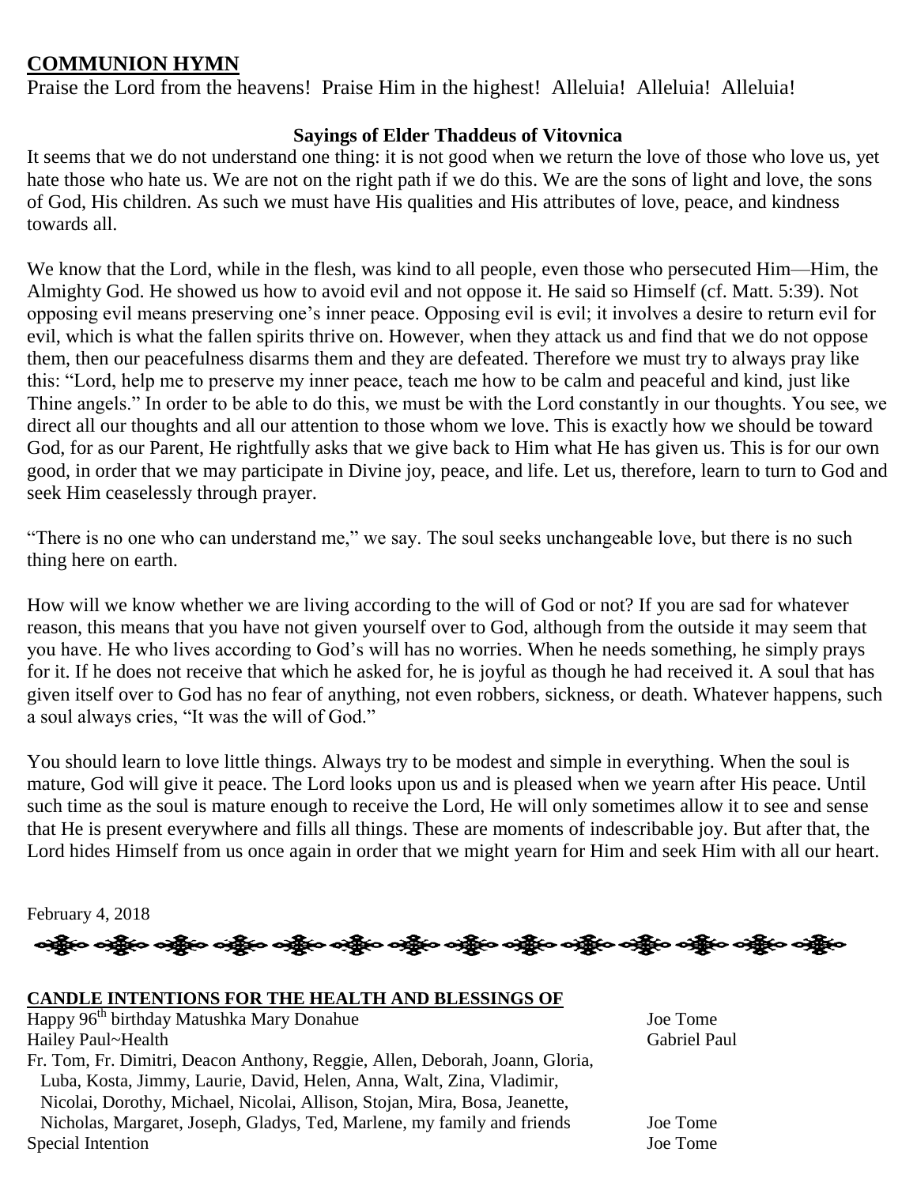## COMMUNION HYMN

Praise the Lord from the heavens! Praise Him in the highest! Alleluia! Alleluia! Alleluia!

### Sayings of Elder Thaddeus of Vitovnica

It seems that we do not understand one thing: it is not good when we return the love of those who love us, yet hate those who hate us. We are not on the right path if we do this. We are the sons of light and love, the sons of God, His children. As such we must have His qualities and His attributes of love, peace, and kindness towards all.

We know that the Lord, while in the flesh, was kind to all people, even those who persecuted Him—Him, the Almighty God. He showed us how to avoid evil and not oppose it. He said so Himself (cf. Matt. 5:39). Not opposing evil means preserving one's inner peace. Opposing evil is evil; it involves a desire to return evil for evil, which is what the fallen spirits thrive on. However, when they attack us and find that we do not oppose them, then our peacefulness disarms them and they are defeated. Therefore we must try to always pray like this: "Lord, help me to preserve my inner peace, teach me how to be calm and peaceful and kind, just like Thine angels." In order to be able to do this, we must be with the Lord constantly in our thoughts. You see, we direct all our thoughts and all our attention to those whom we love. This is exactly how we should be toward God, for as our Parent, He rightfully asks that we give back to Him what He has given us. This is for our own good, in order that we may participate in Divine joy, peace, and life. Let us, therefore, learn to turn to God and seek Him ceaselessly through prayer.

"There is no one who can understand me," we say. The soul seeks unchangeable love, but there is no such thing here on earth.

How will we know whether we are living according to the will of God or not? If you are sad for whatever reason, this means that you have not given yourself over to God, although from the outside it may seem that you have. He who lives according to God's will has no worries. When he needs something, he simply prays for it. If he does not receive that which he asked for, he is joyful as though he had received it. A soul that has given itself over to God has no fear of anything, not even robbers, sickness, or death. Whatever happens, such a soul always cries, "It was the will of God."

You should learn to love little things. Always try to be modest and simple in everything. When the soul is mature, God will give it peace. The Lord looks upon us and is pleased when we yearn after His peace. Until such time as the soul is mature enough to receive the Lord, He will only sometimes allow it to see and sense that He is present everywhere and fills all things. These are moments of indescribable joy. But after that, the Lord hides Himself from us once again in order that we might yearn for Him and seek Him with all our heart.

February 4, 2018

## CANDLE INTENTIONS FOR THE HEALTH AND BLESSINGS OF

| | |
|---|---|
| Happy 96th birthday Matushka Mary Donahue | Joe Tome |
| Hailey Paul~Health | Gabriel Paul |
| Fr. Tom, Fr. Dimitri, Deacon Anthony, Reggie, Allen, Deborah, Joann, Gloria, Luba, Kosta, Jimmy, Laurie, David, Helen, Anna, Walt, Zina, Vladimir, Nicolai, Dorothy, Michael, Nicolai, Allison, Stojan, Mira, Bosa, Jeanette, Nicholas, Margaret, Joseph, Gladys, Ted, Marlene, my family and friends | Joe Tome |
| Special Intention | Joe Tome |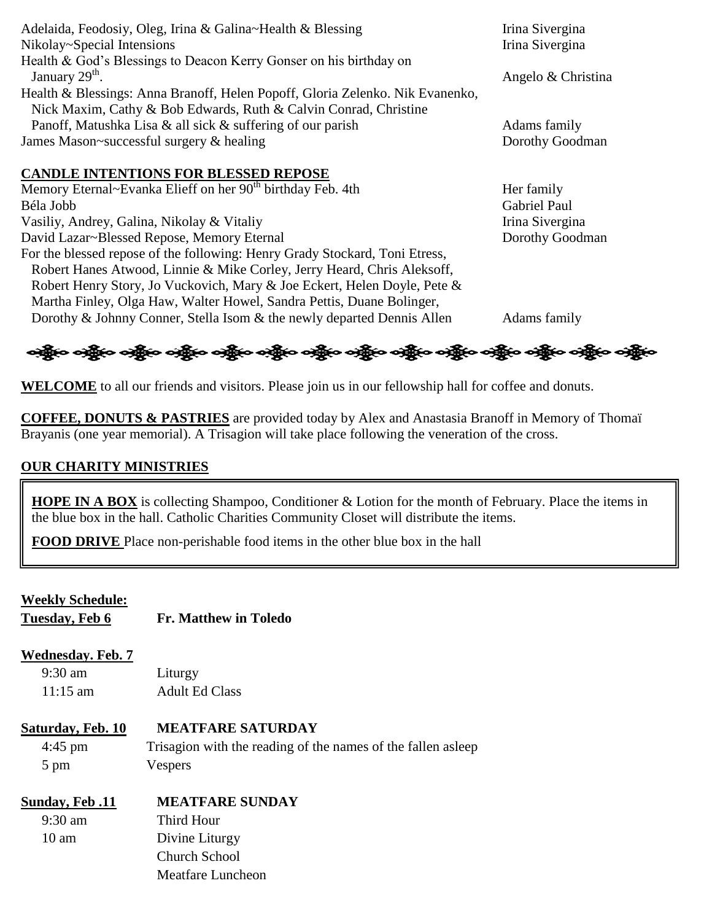| | |
|---|---|
| Adelaida, Feodosiy, Oleg, Irina & Galina~Health & Blessing | Irina Sivergina |
| Nikolay~Special Intensions | Irina Sivergina |
| Health & God's Blessings to Deacon Kerry Gonser on his birthday on January 29th. | Angelo & Christina |
| Health & Blessings: Anna Branoff, Helen Popoff, Gloria Zelenko. Nik Evanenko, Nick Maxim, Cathy & Bob Edwards, Ruth & Calvin Conrad, Christine Panoff, Matushka Lisa & all sick & suffering of our parish | Adams family |
| James Mason~successful surgery & healing | Dorothy Goodman |

**CANDLE INTENTIONS FOR BLESSED REPOSE**

| | |
|---|---|
| Memory Eternal~Evanka Elieff on her 90th birthday Feb. 4th | Her family |
| Béla Jobb | Gabriel Paul |
| Vasiliy, Andrey, Galina, Nikolay & Vitaliy | Irina Sivergina |
| David Lazar~Blessed Repose, Memory Eternal | Dorothy Goodman |
| For the blessed repose of the following: Henry Grady Stockard, Toni Etress, Robert Hanes Atwood, Linnie & Mike Corley, Jerry Heard, Chris Aleksoff, Robert Henry Story, Jo Vuckovich, Mary & Joe Eckert, Helen Doyle, Pete & Martha Finley, Olga Haw, Walter Howel, Sandra Pettis, Duane Bolinger, Dorothy & Johnny Conner, Stella Isom & the newly departed Dennis Allen | Adams family |

**WELCOME** to all our friends and visitors. Please join us in our fellowship hall for coffee and donuts.

**COFFEE, DONUTS & PASTRIES** are provided today by Alex and Anastasia Branoff in Memory of Thomaï Brayanis (one year memorial). A Trisagion will take place following the veneration of the cross.

**OUR CHARITY MINISTRIES**

**HOPE IN A BOX** is collecting Shampoo, Conditioner & Lotion for the month of February. Place the items in the blue box in the hall. Catholic Charities Community Closet will distribute the items.

**FOOD DRIVE** Place non-perishable food items in the other blue box in the hall

**Weekly Schedule:**

**Tuesday, Feb 6** — **Fr. Matthew in Toledo**

**Wednesday. Feb. 7**

- 9:30 am — Liturgy
- 11:15 am — Adult Ed Class

**Saturday, Feb. 10** — **MEATFARE SATURDAY**

- 4:45 pm — Trisagion with the reading of the names of the fallen asleep
- 5 pm — Vespers

**Sunday, Feb .11** — **MEATFARE SUNDAY**

- 9:30 am — Third Hour
- 10 am — Divine Liturgy
  - Church School
  - Meatfare Luncheon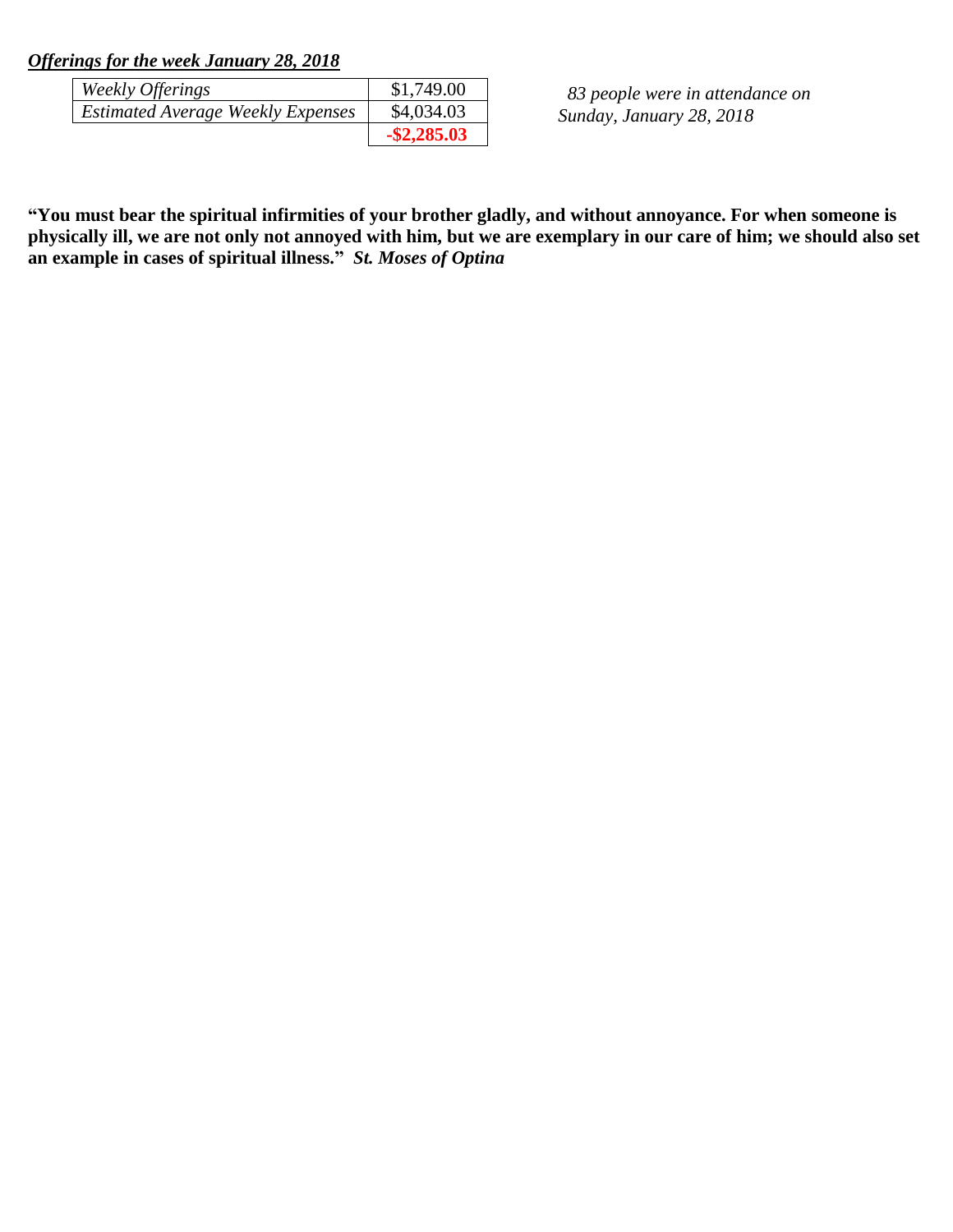***Offerings for the week January 28, 2018***

| | |
|---|---|
| *Weekly Offerings* | $1,749.00 |
| *Estimated Average Weekly Expenses* | $4,034.03 |
| | **-$2,285.03** |

*83 people were in attendance on Sunday, January 28, 2018*

**"You must bear the spiritual infirmities of your brother gladly, and without annoyance. For when someone is physically ill, we are not only not annoyed with him, but we are exemplary in our care of him; we should also set an example in cases of spiritual illness."** ***St. Moses of Optina***